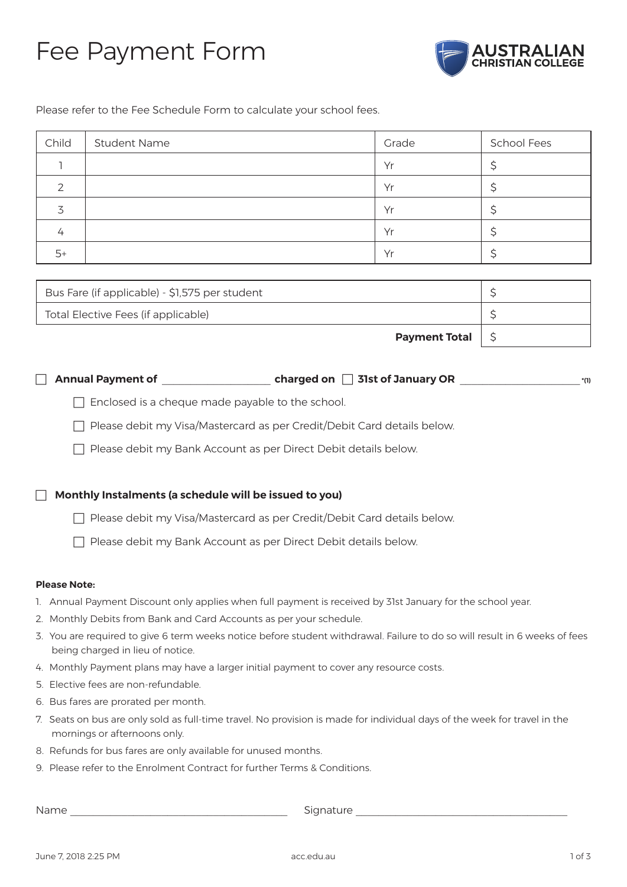# Fee Payment Form

AUSTRALIAN CHRISTIAN COLLEGE

Please refer to the Fee Schedule Form to calculate your school fees.

| Child | Student Name | Grade | School Fees |
|---|---|---|---|
| 1 | | Yr | $ |
| 2 | | Yr | $ |
| 3 | | Yr | $ |
| 4 | | Yr | $ |
| 5+ | | Yr | $ |

| | |
|---|---|
| Bus Fare (if applicable) - $1,575 per student | $ |
| Total Elective Fees (if applicable) | $ |
| **Payment Total** | $ |

☐ **Annual Payment of** ___________________ **charged on** ☐ **31st of January OR** ______________________ *(1)

- ☐ Enclosed is a cheque made payable to the school.
- ☐ Please debit my Visa/Mastercard as per Credit/Debit Card details below.
- ☐ Please debit my Bank Account as per Direct Debit details below.

☐ **Monthly Instalments (a schedule will be issued to you)**

- ☐ Please debit my Visa/Mastercard as per Credit/Debit Card details below.
- ☐ Please debit my Bank Account as per Direct Debit details below.

**Please Note:**

1. Annual Payment Discount only applies when full payment is received by 31st January for the school year.
2. Monthly Debits from Bank and Card Accounts as per your schedule.
3. You are required to give 6 term weeks notice before student withdrawal. Failure to do so will result in 6 weeks of fees being charged in lieu of notice.
4. Monthly Payment plans may have a larger initial payment to cover any resource costs.
5. Elective fees are non-refundable.
6. Bus fares are prorated per month.
7. Seats on bus are only sold as full-time travel. No provision is made for individual days of the week for travel in the mornings or afternoons only.
8. Refunds for bus fares are only available for unused months.
9. Please refer to the Enrolment Contract for further Terms & Conditions.

Name ________________________________________ Signature ________________________________________

June 7, 2018 2:25 PM acc.edu.au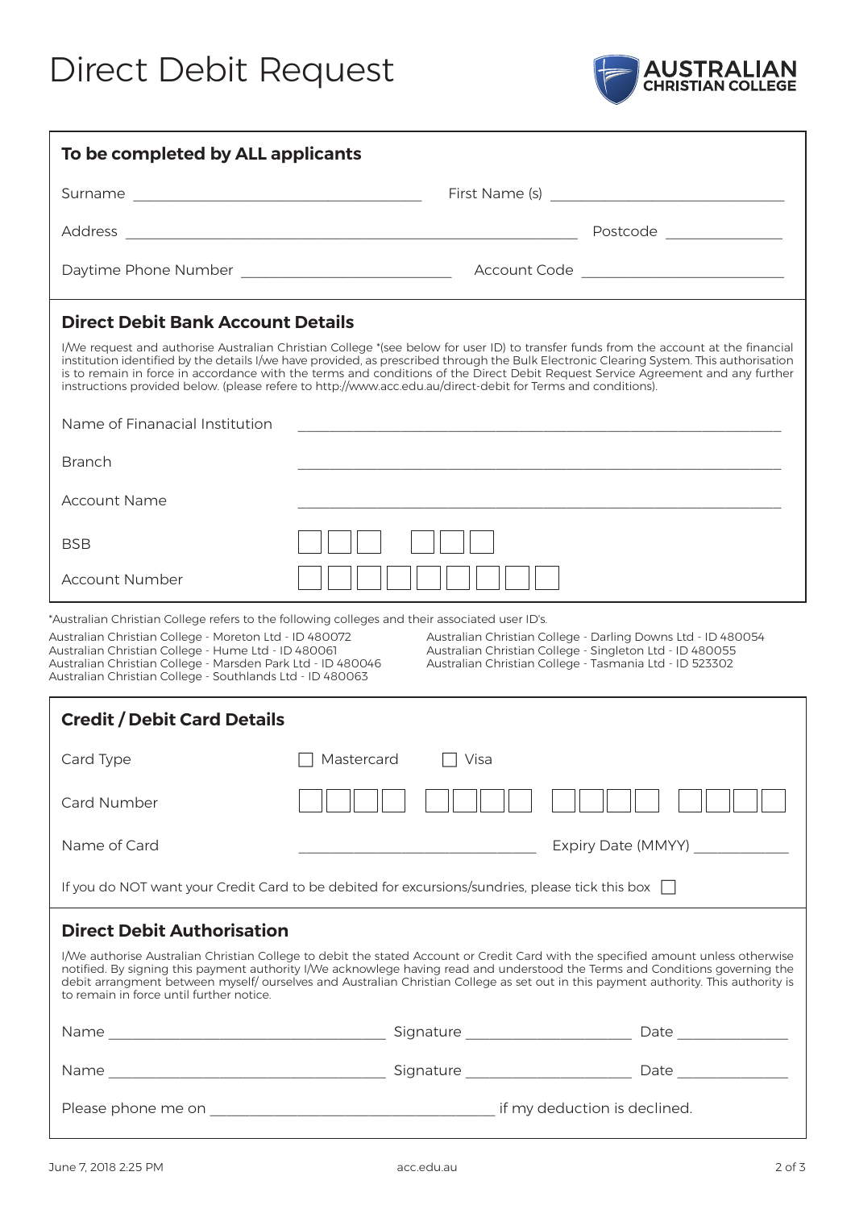# Direct Debit Request

AUSTRALIAN CHRISTIAN COLLEGE

## To be completed by ALL applicants

Surname ______________________ First Name (s) ______________________

Address ____________________________________ Postcode ____________

Daytime Phone Number ______________________ Account Code ______________________

## Direct Debit Bank Account Details

I/We request and authorise Australian Christian College *(see below for user ID) to transfer funds from the account at the financial institution identified by the details I/we have provided, as prescribed through the Bulk Electronic Clearing System. This authorisation is to remain in force in accordance with the terms and conditions of the Direct Debit Request Service Agreement and any further instructions provided below. (please refere to http://www.acc.edu.au/direct-debit for Terms and conditions).

Name of Finanacial Institution ____________________________________

Branch ____________________________________

Account Name ____________________________________

BSB ☐☐☐ ☐☐☐

Account Number ☐☐☐☐☐☐☐☐☐

*Australian Christian College refers to the following colleges and their associated user ID's.

Australian Christian College - Moreton Ltd - ID 480072
Australian Christian College - Hume Ltd - ID 480061
Australian Christian College - Marsden Park Ltd - ID 480046
Australian Christian College - Southlands Ltd - ID 480063
Australian Christian College - Darling Downs Ltd - ID 480054
Australian Christian College - Singleton Ltd - ID 480055
Australian Christian College - Tasmania Ltd - ID 523302

## Credit / Debit Card Details

Card Type ☐ Mastercard ☐ Visa

Card Number ☐☐☐☐ ☐☐☐☐ ☐☐☐☐ ☐☐☐☐

Name of Card ______________________ Expiry Date (MMYY) ____________

If you do NOT want your Credit Card to be debited for excursions/sundries, please tick this box ☐

## Direct Debit Authorisation

I/We authorise Australian Christian College to debit the stated Account or Credit Card with the specified amount unless otherwise notified. By signing this payment authority I/We acknowlege having read and understood the Terms and Conditions governing the debit arrangment between myself/ ourselves and Australian Christian College as set out in this payment authority. This authority is to remain in force until further notice.

Name ______________________ Signature ______________________ Date ____________

Name ______________________ Signature ______________________ Date ____________

Please phone me on ______________________ if my deduction is declined.

June 7, 2018 2:25 PM acc.edu.au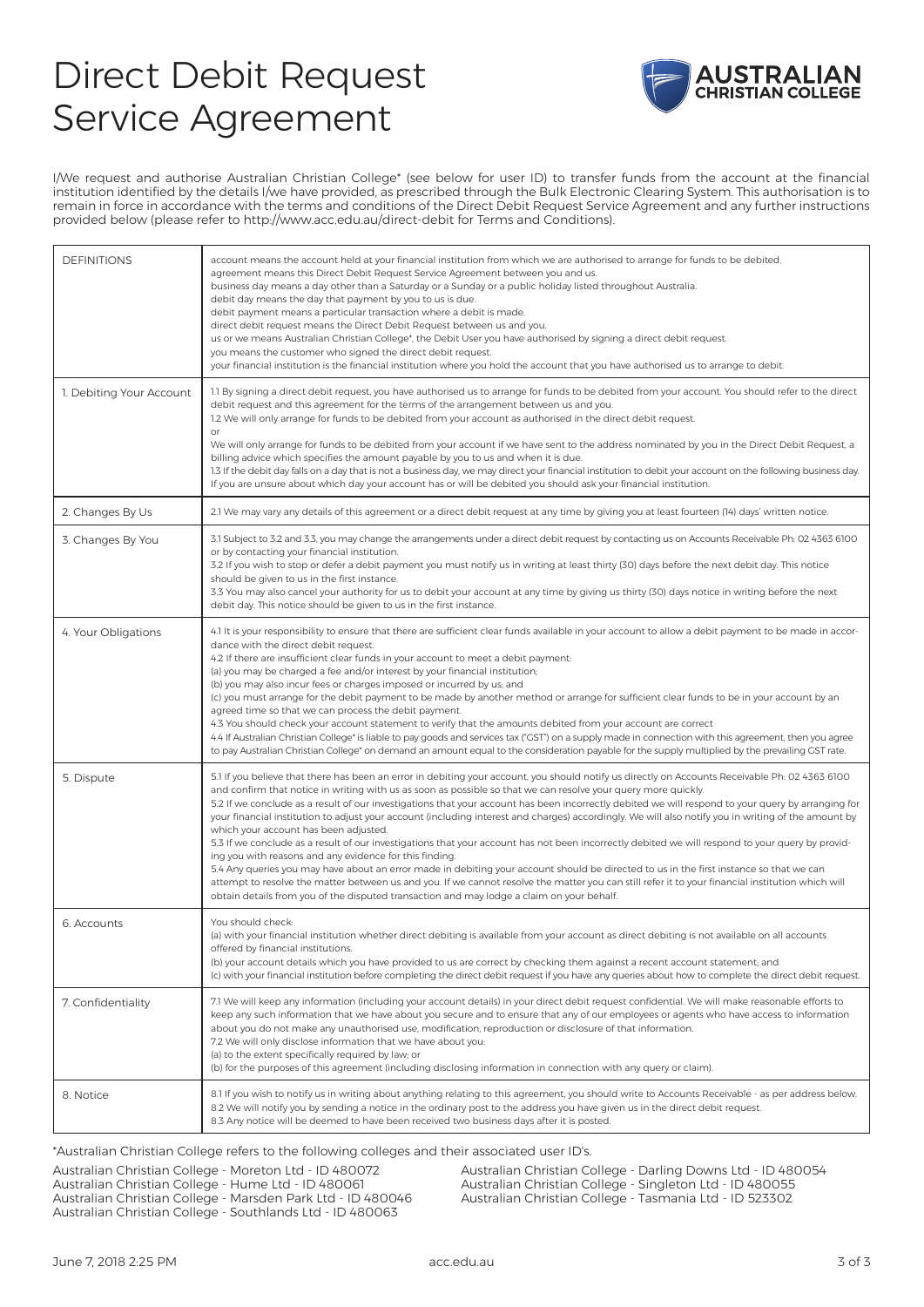# Direct Debit Request Service Agreement

I/We request and authorise Australian Christian College* (see below for user ID) to transfer funds from the account at the financial institution identified by the details I/we have provided, as prescribed through the Bulk Electronic Clearing System. This authorisation is to remain in force in accordance with the terms and conditions of the Direct Debit Request Service Agreement and any further instructions provided below (please refer to http://www.acc.edu.au/direct-debit for Terms and Conditions).

| | |
|---|---|
| DEFINITIONS | account means the account held at your financial institution from which we are authorised to arrange for funds to be debited.<br>agreement means this Direct Debit Request Service Agreement between you and us.<br>business day means a day other than a Saturday or a Sunday or a public holiday listed throughout Australia.<br>debit day means the day that payment by you to us is due.<br>debit payment means a particular transaction where a debit is made.<br>direct debit request means the Direct Debit Request between us and you.<br>us or we means Australian Christian College*, the Debit User you have authorised by signing a direct debit request.<br>you means the customer who signed the direct debit request.<br>your financial institution is the financial institution where you hold the account that you have authorised us to arrange to debit. |
| 1. Debiting Your Account | 1.1 By signing a direct debit request, you have authorised us to arrange for funds to be debited from your account. You should refer to the direct debit request and this agreement for the terms of the arrangement between us and you.<br>1.2 We will only arrange for funds to be debited from your account as authorised in the direct debit request.<br>or<br>We will only arrange for funds to be debited from your account if we have sent to the address nominated by you in the Direct Debit Request, a billing advice which specifies the amount payable by you to us and when it is due.<br>1.3 If the debit day falls on a day that is not a business day, we may direct your financial institution to debit your account on the following business day. If you are unsure about which day your account has or will be debited you should ask your financial institution. |
| 2. Changes By Us | 2.1 We may vary any details of this agreement or a direct debit request at any time by giving you at least fourteen (14) days' written notice. |
| 3. Changes By You | 3.1 Subject to 3.2 and 3.3, you may change the arrangements under a direct debit request by contacting us on Accounts Receivable Ph: 02 4363 6100 or by contacting your financial institution.<br>3.2 If you wish to stop or defer a debit payment you must notify us in writing at least thirty (30) days before the next debit day. This notice should be given to us in the first instance.<br>3.3 You may also cancel your authority for us to debit your account at any time by giving us thirty (30) days notice in writing before the next debit day. This notice should be given to us in the first instance. |
| 4. Your Obligations | 4.1 It is your responsibility to ensure that there are sufficient clear funds available in your account to allow a debit payment to be made in accordance with the direct debit request.<br>4.2 If there are insufficient clear funds in your account to meet a debit payment:<br>(a) you may be charged a fee and/or interest by your financial institution;<br>(b) you may also incur fees or charges imposed or incurred by us; and<br>(c) you must arrange for the debit payment to be made by another method or arrange for sufficient clear funds to be in your account by an agreed time so that we can process the debit payment.<br>4.3 You should check your account statement to verify that the amounts debited from your account are correct<br>4.4 If Australian Christian College* is liable to pay goods and services tax ("GST") on a supply made in connection with this agreement, then you agree to pay Australian Christian College* on demand an amount equal to the consideration payable for the supply multiplied by the prevailing GST rate. |
| 5. Dispute | 5.1 If you believe that there has been an error in debiting your account, you should notify us directly on Accounts Receivable Ph: 02 4363 6100 and confirm that notice in writing with us as soon as possible so that we can resolve your query more quickly.<br>5.2 If we conclude as a result of our investigations that your account has been incorrectly debited we will respond to your query by arranging for your financial institution to adjust your account (including interest and charges) accordingly. We will also notify you in writing of the amount by which your account has been adjusted.<br>5.3 If we conclude as a result of our investigations that your account has not been incorrectly debited we will respond to your query by providing you with reasons and any evidence for this finding.<br>5.4 Any queries you may have about an error made in debiting your account should be directed to us in the first instance so that we can attempt to resolve the matter between us and you. If we cannot resolve the matter you can still refer it to your financial institution which will obtain details from you of the disputed transaction and may lodge a claim on your behalf. |
| 6. Accounts | You should check:<br>(a) with your financial institution whether direct debiting is available from your account as direct debiting is not available on all accounts offered by financial institutions.<br>(b) your account details which you have provided to us are correct by checking them against a recent account statement; and<br>(c) with your financial institution before completing the direct debit request if you have any queries about how to complete the direct debit request. |
| 7. Confidentiality | 7.1 We will keep any information (including your account details) in your direct debit request confidential. We will make reasonable efforts to keep any such information that we have about you secure and to ensure that any of our employees or agents who have access to information about you do not make any unauthorised use, modification, reproduction or disclosure of that information.<br>7.2 We will only disclose information that we have about you:<br>(a) to the extent specifically required by law; or<br>(b) for the purposes of this agreement (including disclosing information in connection with any query or claim). |
| 8. Notice | 8.1 If you wish to notify us in writing about anything relating to this agreement, you should write to Accounts Receivable - as per address below.<br>8.2 We will notify you by sending a notice in the ordinary post to the address you have given us in the direct debit request.<br>8.3 Any notice will be deemed to have been received two business days after it is posted. |

*Australian Christian College refers to the following colleges and their associated user ID's.

Australian Christian College - Moreton Ltd - ID 480072
Australian Christian College - Hume Ltd - ID 480061
Australian Christian College - Marsden Park Ltd - ID 480046
Australian Christian College - Southlands Ltd - ID 480063
Australian Christian College - Darling Downs Ltd - ID 480054
Australian Christian College - Singleton Ltd - ID 480055
Australian Christian College - Tasmania Ltd - ID 523302